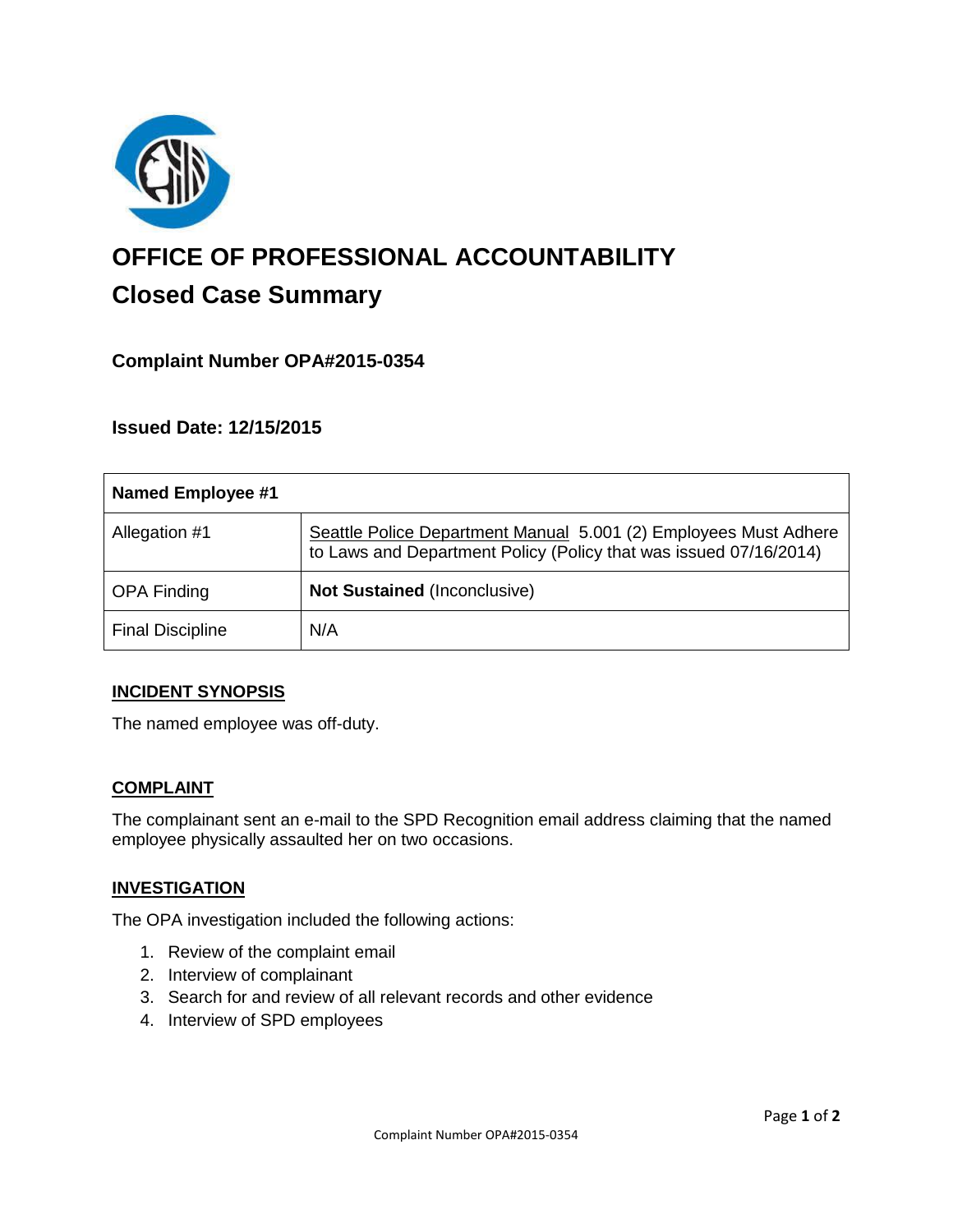# OFFICE OF PROFESSIONAL ACCOUNTABILITY

## Closed Case Summary

### Complaint Number OPA#2015-0354

### Issued Date: 12/15/2015

| **Named Employee #1** | |
|---|---|
| Allegation #1 | Seattle Police Department Manual 5.001 (2) Employees Must Adhere to Laws and Department Policy (Policy that was issued 07/16/2014) |
| OPA Finding | **Not Sustained** (Inconclusive) |
| Final Discipline | N/A |

**INCIDENT SYNOPSIS**

The named employee was off-duty.

**COMPLAINT**

The complainant sent an e-mail to the SPD Recognition email address claiming that the named employee physically assaulted her on two occasions.

**INVESTIGATION**

The OPA investigation included the following actions:

1. Review of the complaint email
2. Interview of complainant
3. Search for and review of all relevant records and other evidence
4. Interview of SPD employees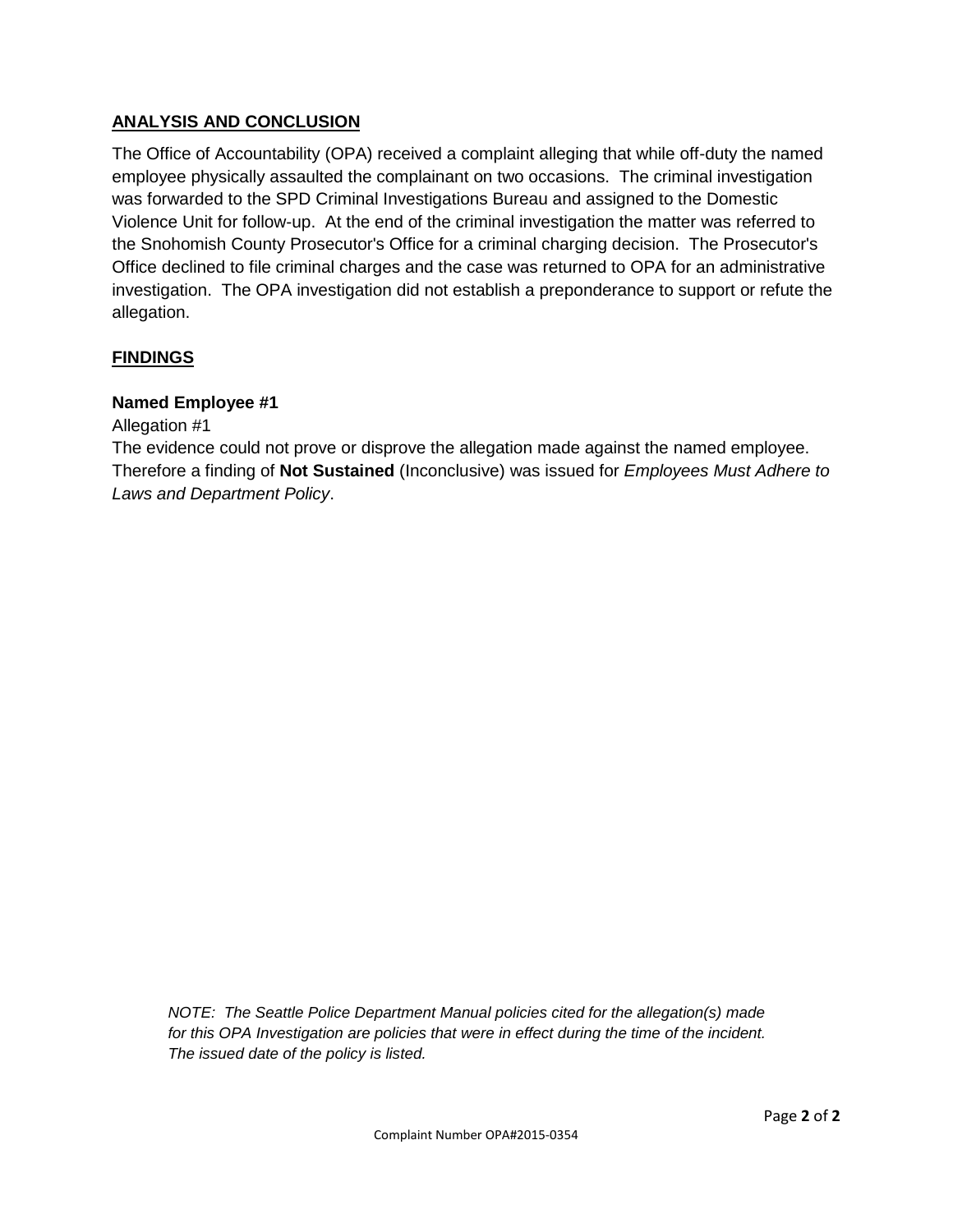## ANALYSIS AND CONCLUSION

The Office of Accountability (OPA) received a complaint alleging that while off-duty the named employee physically assaulted the complainant on two occasions. The criminal investigation was forwarded to the SPD Criminal Investigations Bureau and assigned to the Domestic Violence Unit for follow-up. At the end of the criminal investigation the matter was referred to the Snohomish County Prosecutor's Office for a criminal charging decision. The Prosecutor's Office declined to file criminal charges and the case was returned to OPA for an administrative investigation. The OPA investigation did not establish a preponderance to support or refute the allegation.

## FINDINGS

**Named Employee #1**

Allegation #1

The evidence could not prove or disprove the allegation made against the named employee. Therefore a finding of **Not Sustained** (Inconclusive) was issued for *Employees Must Adhere to Laws and Department Policy*.

*NOTE: The Seattle Police Department Manual policies cited for the allegation(s) made for this OPA Investigation are policies that were in effect during the time of the incident. The issued date of the policy is listed.*

Complaint Number OPA#2015-0354